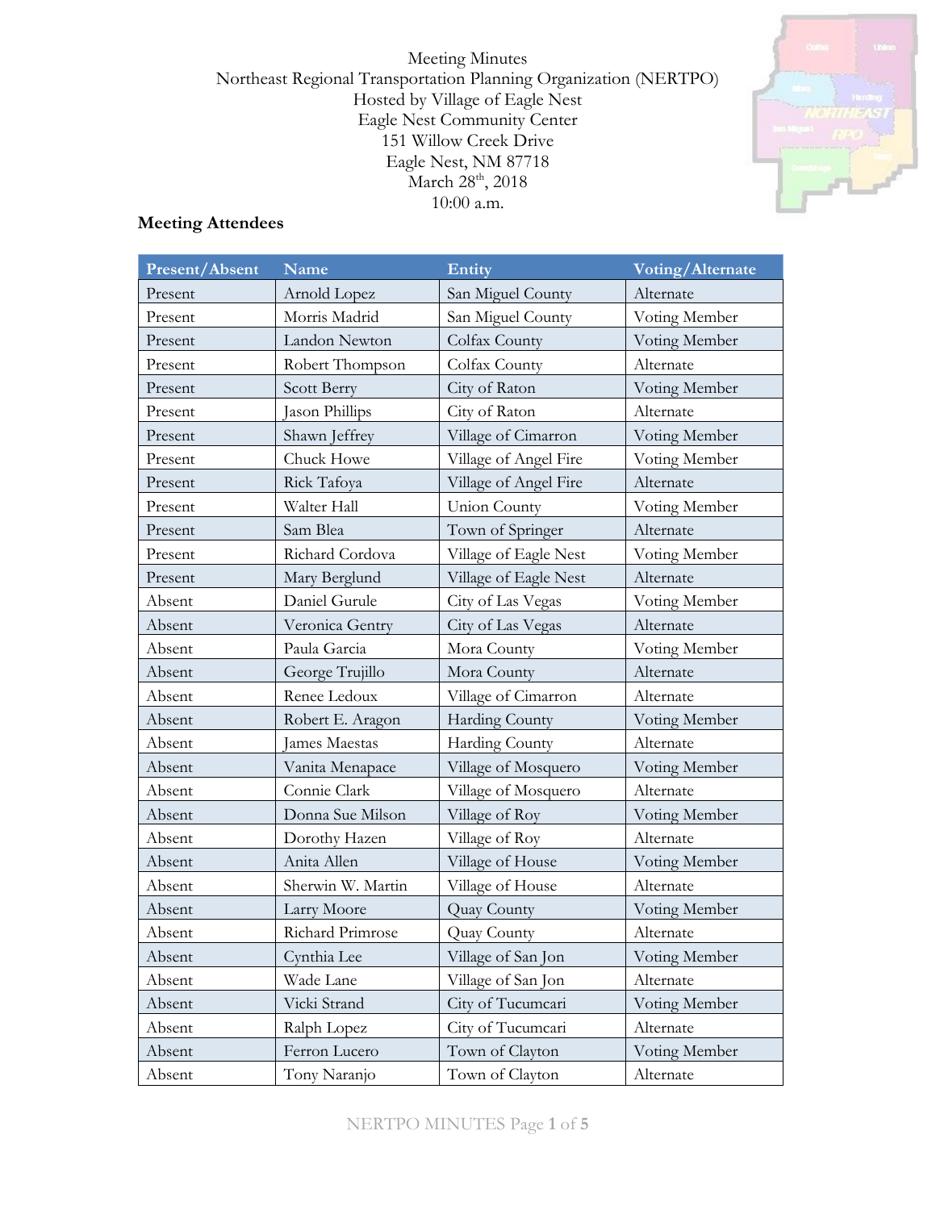Meeting Minutes
Northeast Regional Transportation Planning Organization (NERTPO)
Hosted by Village of Eagle Nest
Eagle Nest Community Center
151 Willow Creek Drive
Eagle Nest, NM 87718
March 28th, 2018
10:00 a.m.

## Meeting Attendees

| Present/Absent | Name | Entity | Voting/Alternate |
|---|---|---|---|
| Present | Arnold Lopez | San Miguel County | Alternate |
| Present | Morris Madrid | San Miguel County | Voting Member |
| Present | Landon Newton | Colfax County | Voting Member |
| Present | Robert Thompson | Colfax County | Alternate |
| Present | Scott Berry | City of Raton | Voting Member |
| Present | Jason Phillips | City of Raton | Alternate |
| Present | Shawn Jeffrey | Village of Cimarron | Voting Member |
| Present | Chuck Howe | Village of Angel Fire | Voting Member |
| Present | Rick Tafoya | Village of Angel Fire | Alternate |
| Present | Walter Hall | Union County | Voting Member |
| Present | Sam Blea | Town of Springer | Alternate |
| Present | Richard Cordova | Village of Eagle Nest | Voting Member |
| Present | Mary Berglund | Village of Eagle Nest | Alternate |
| Absent | Daniel Gurule | City of Las Vegas | Voting Member |
| Absent | Veronica Gentry | City of Las Vegas | Alternate |
| Absent | Paula Garcia | Mora County | Voting Member |
| Absent | George Trujillo | Mora County | Alternate |
| Absent | Renee Ledoux | Village of Cimarron | Alternate |
| Absent | Robert E. Aragon | Harding County | Voting Member |
| Absent | James Maestas | Harding County | Alternate |
| Absent | Vanita Menapace | Village of Mosquero | Voting Member |
| Absent | Connie Clark | Village of Mosquero | Alternate |
| Absent | Donna Sue Milson | Village of Roy | Voting Member |
| Absent | Dorothy Hazen | Village of Roy | Alternate |
| Absent | Anita Allen | Village of House | Voting Member |
| Absent | Sherwin W. Martin | Village of House | Alternate |
| Absent | Larry Moore | Quay County | Voting Member |
| Absent | Richard Primrose | Quay County | Alternate |
| Absent | Cynthia Lee | Village of San Jon | Voting Member |
| Absent | Wade Lane | Village of San Jon | Alternate |
| Absent | Vicki Strand | City of Tucumcari | Voting Member |
| Absent | Ralph Lopez | City of Tucumcari | Alternate |
| Absent | Ferron Lucero | Town of Clayton | Voting Member |
| Absent | Tony Naranjo | Town of Clayton | Alternate |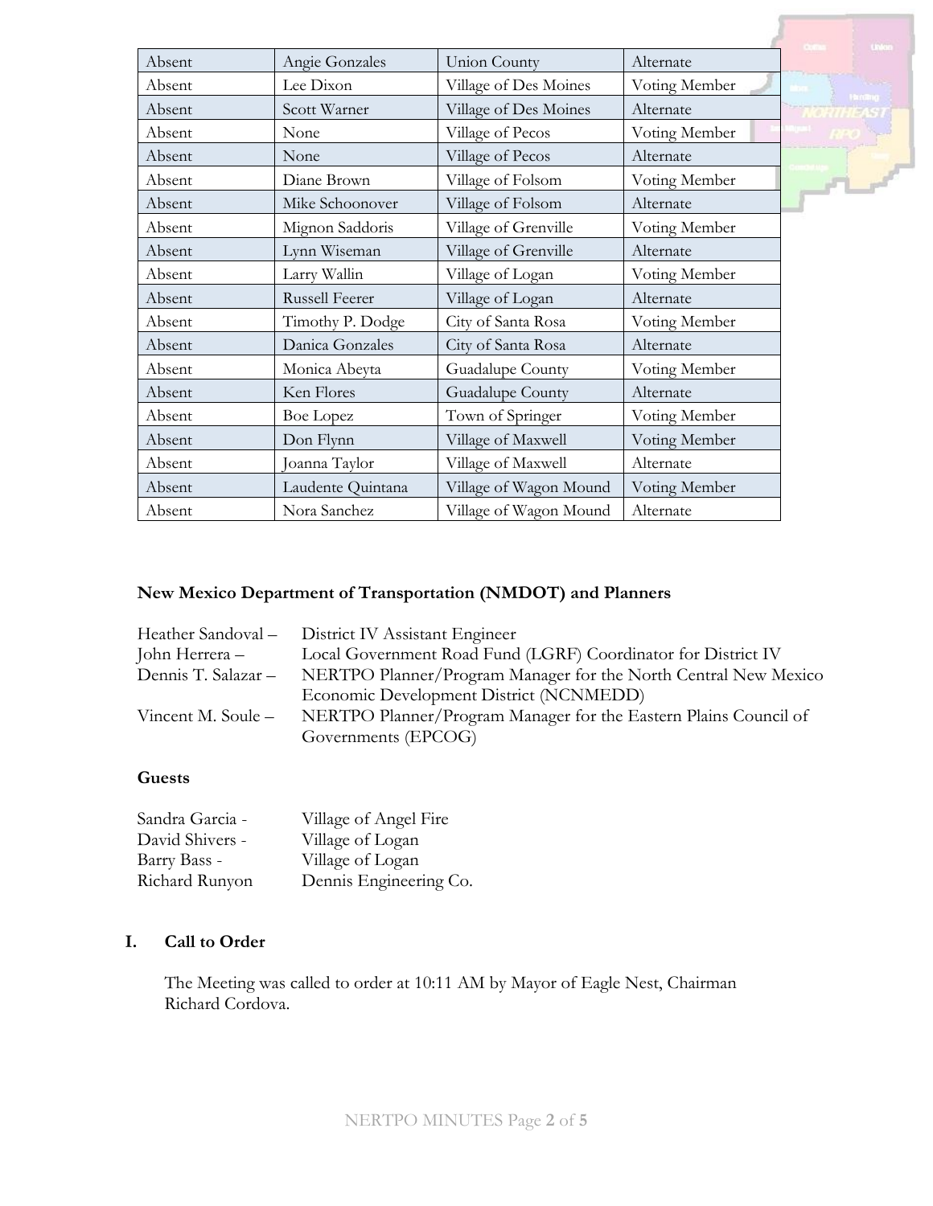| Absent | Angie Gonzales | Union County | Alternate |
|---|---|---|---|
| Absent | Lee Dixon | Village of Des Moines | Voting Member |
| Absent | Scott Warner | Village of Des Moines | Alternate |
| Absent | None | Village of Pecos | Voting Member |
| Absent | None | Village of Pecos | Alternate |
| Absent | Diane Brown | Village of Folsom | Voting Member |
| Absent | Mike Schoonover | Village of Folsom | Alternate |
| Absent | Mignon Saddoris | Village of Grenville | Voting Member |
| Absent | Lynn Wiseman | Village of Grenville | Alternate |
| Absent | Larry Wallin | Village of Logan | Voting Member |
| Absent | Russell Feerer | Village of Logan | Alternate |
| Absent | Timothy P. Dodge | City of Santa Rosa | Voting Member |
| Absent | Danica Gonzales | City of Santa Rosa | Alternate |
| Absent | Monica Abeyta | Guadalupe County | Voting Member |
| Absent | Ken Flores | Guadalupe County | Alternate |
| Absent | Boe Lopez | Town of Springer | Voting Member |
| Absent | Don Flynn | Village of Maxwell | Voting Member |
| Absent | Joanna Taylor | Village of Maxwell | Alternate |
| Absent | Laudente Quintana | Village of Wagon Mound | Voting Member |
| Absent | Nora Sanchez | Village of Wagon Mound | Alternate |

**New Mexico Department of Transportation (NMDOT) and Planners**

Heather Sandoval – District IV Assistant Engineer
John Herrera – Local Government Road Fund (LGRF) Coordinator for District IV
Dennis T. Salazar – NERTPO Planner/Program Manager for the North Central New Mexico Economic Development District (NCNMEDD)
Vincent M. Soule – NERTPO Planner/Program Manager for the Eastern Plains Council of Governments (EPCOG)

**Guests**

Sandra Garcia - Village of Angel Fire
David Shivers - Village of Logan
Barry Bass - Village of Logan
Richard Runyon Dennis Engineering Co.

## I. Call to Order

The Meeting was called to order at 10:11 AM by Mayor of Eagle Nest, Chairman Richard Cordova.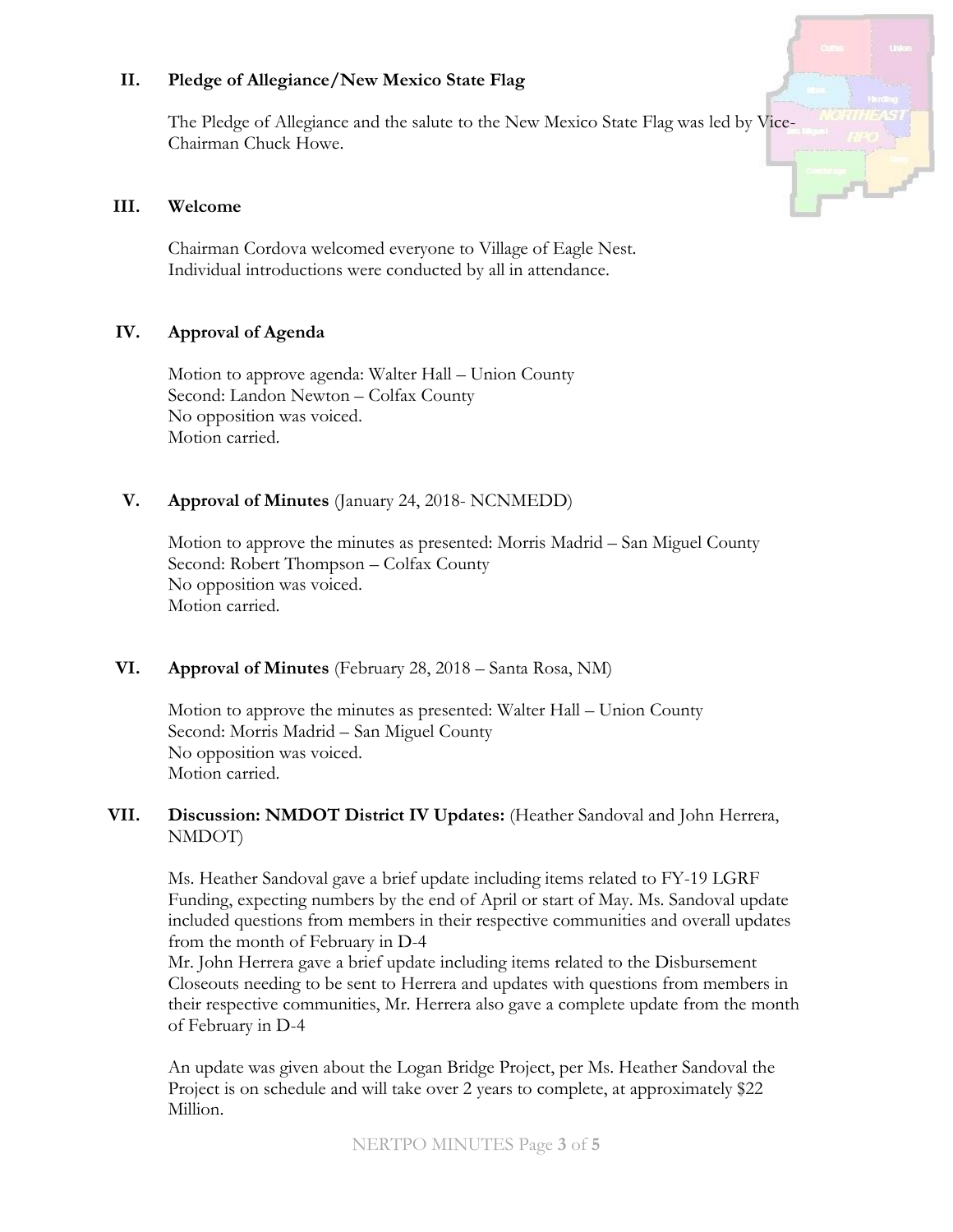## II. Pledge of Allegiance/New Mexico State Flag

The Pledge of Allegiance and the salute to the New Mexico State Flag was led by Vice-Chairman Chuck Howe.

## III. Welcome

Chairman Cordova welcomed everyone to Village of Eagle Nest.
Individual introductions were conducted by all in attendance.

## IV. Approval of Agenda

Motion to approve agenda: Walter Hall – Union County
Second: Landon Newton – Colfax County
No opposition was voiced.
Motion carried.

## V. Approval of Minutes (January 24, 2018- NCNMEDD)

Motion to approve the minutes as presented: Morris Madrid – San Miguel County
Second: Robert Thompson – Colfax County
No opposition was voiced.
Motion carried.

## VI. Approval of Minutes (February 28, 2018 – Santa Rosa, NM)

Motion to approve the minutes as presented: Walter Hall – Union County
Second: Morris Madrid – San Miguel County
No opposition was voiced.
Motion carried.

## VII. Discussion: NMDOT District IV Updates: (Heather Sandoval and John Herrera, NMDOT)

Ms. Heather Sandoval gave a brief update including items related to FY-19 LGRF Funding, expecting numbers by the end of April or start of May. Ms. Sandoval update included questions from members in their respective communities and overall updates from the month of February in D-4
Mr. John Herrera gave a brief update including items related to the Disbursement Closeouts needing to be sent to Herrera and updates with questions from members in their respective communities, Mr. Herrera also gave a complete update from the month of February in D-4

An update was given about the Logan Bridge Project, per Ms. Heather Sandoval the Project is on schedule and will take over 2 years to complete, at approximately $22 Million.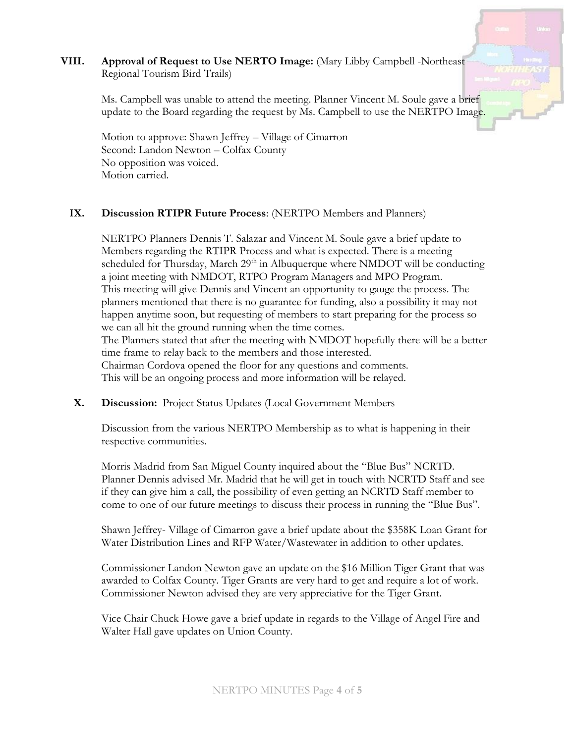**VIII. Approval of Request to Use NERTO Image:** (Mary Libby Campbell -Northeast Regional Tourism Bird Trails)

Ms. Campbell was unable to attend the meeting. Planner Vincent M. Soule gave a brief update to the Board regarding the request by Ms. Campbell to use the NERTPO Image.

Motion to approve: Shawn Jeffrey – Village of Cimarron
Second: Landon Newton – Colfax County
No opposition was voiced.
Motion carried.

**IX. Discussion RTIPR Future Process**: (NERTPO Members and Planners)

NERTPO Planners Dennis T. Salazar and Vincent M. Soule gave a brief update to Members regarding the RTIPR Process and what is expected. There is a meeting scheduled for Thursday, March 29th in Albuquerque where NMDOT will be conducting a joint meeting with NMDOT, RTPO Program Managers and MPO Program.
This meeting will give Dennis and Vincent an opportunity to gauge the process. The planners mentioned that there is no guarantee for funding, also a possibility it may not happen anytime soon, but requesting of members to start preparing for the process so we can all hit the ground running when the time comes.
The Planners stated that after the meeting with NMDOT hopefully there will be a better time frame to relay back to the members and those interested.
Chairman Cordova opened the floor for any questions and comments.
This will be an ongoing process and more information will be relayed.

**X. Discussion:** Project Status Updates (Local Government Members

Discussion from the various NERTPO Membership as to what is happening in their respective communities.

Morris Madrid from San Miguel County inquired about the "Blue Bus" NCRTD. Planner Dennis advised Mr. Madrid that he will get in touch with NCRTD Staff and see if they can give him a call, the possibility of even getting an NCRTD Staff member to come to one of our future meetings to discuss their process in running the "Blue Bus".

Shawn Jeffrey- Village of Cimarron gave a brief update about the $358K Loan Grant for Water Distribution Lines and RFP Water/Wastewater in addition to other updates.

Commissioner Landon Newton gave an update on the $16 Million Tiger Grant that was awarded to Colfax County. Tiger Grants are very hard to get and require a lot of work. Commissioner Newton advised they are very appreciative for the Tiger Grant.

Vice Chair Chuck Howe gave a brief update in regards to the Village of Angel Fire and Walter Hall gave updates on Union County.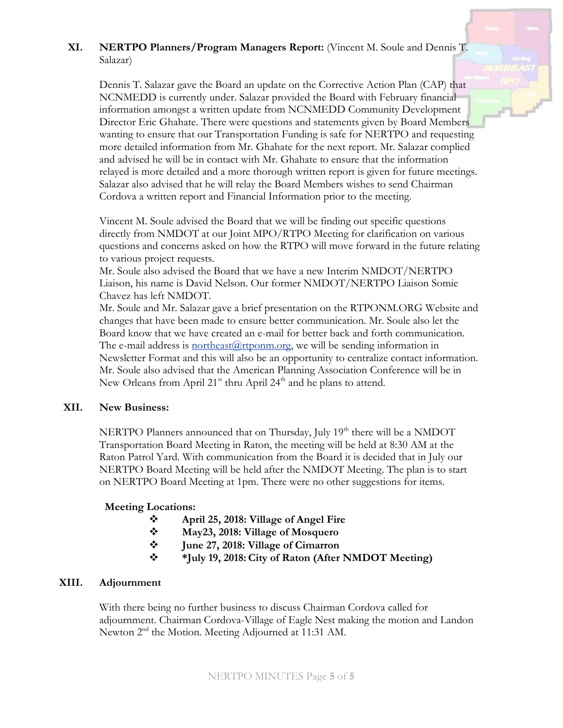## XI. NERTPO Planners/Program Managers Report: (Vincent M. Soule and Dennis T. Salazar)

Dennis T. Salazar gave the Board an update on the Corrective Action Plan (CAP) that NCNMEDD is currently under. Salazar provided the Board with February financial information amongst a written update from NCNMEDD Community Development Director Eric Ghahate. There were questions and statements given by Board Members wanting to ensure that our Transportation Funding is safe for NERTPO and requesting more detailed information from Mr. Ghahate for the next report. Mr. Salazar complied and advised he will be in contact with Mr. Ghahate to ensure that the information relayed is more detailed and a more thorough written report is given for future meetings. Salazar also advised that he will relay the Board Members wishes to send Chairman Cordova a written report and Financial Information prior to the meeting.

Vincent M. Soule advised the Board that we will be finding out specific questions directly from NMDOT at our Joint MPO/RTPO Meeting for clarification on various questions and concerns asked on how the RTPO will move forward in the future relating to various project requests.

Mr. Soule also advised the Board that we have a new Interim NMDOT/NERTPO Liaison, his name is David Nelson. Our former NMDOT/NERTPO Liaison Somie Chavez has left NMDOT.

Mr. Soule and Mr. Salazar gave a brief presentation on the RTPONM.ORG Website and changes that have been made to ensure better communication. Mr. Soule also let the Board know that we have created an e-mail for better back and forth communication. The e-mail address is northeast@rtponm.org, we will be sending information in Newsletter Format and this will also be an opportunity to centralize contact information. Mr. Soule also advised that the American Planning Association Conference will be in New Orleans from April 21st thru April 24th and he plans to attend.

## XII. New Business:

NERTPO Planners announced that on Thursday, July 19th there will be a NMDOT Transportation Board Meeting in Raton, the meeting will be held at 8:30 AM at the Raton Patrol Yard. With communication from the Board it is decided that in July our NERTPO Board Meeting will be held after the NMDOT Meeting. The plan is to start on NERTPO Board Meeting at 1pm. There were no other suggestions for items.

**Meeting Locations:**

- **April 25, 2018: Village of Angel Fire**
- **May23, 2018: Village of Mosquero**
- **June 27, 2018: Village of Cimarron**
- ***July 19, 2018: City of Raton (After NMDOT Meeting)**

## XIII. Adjournment

With there being no further business to discuss Chairman Cordova called for adjournment. Chairman Cordova-Village of Eagle Nest making the motion and Landon Newton 2nd the Motion. Meeting Adjourned at 11:31 AM.